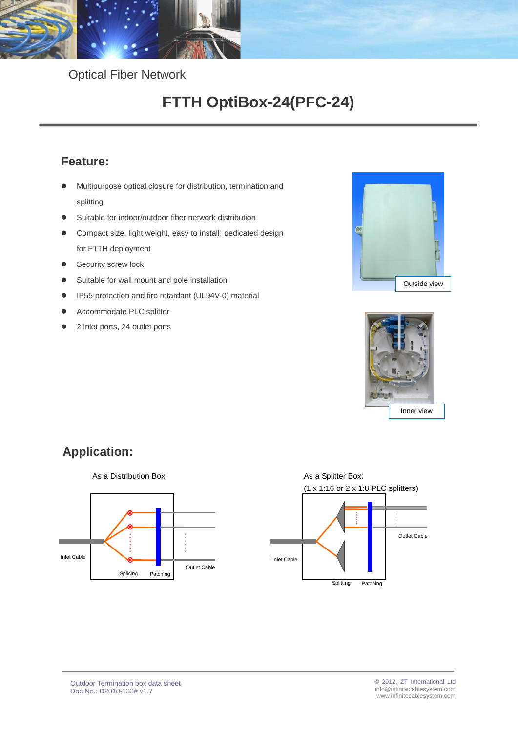Optical Fiber Network

# FTTH OptiBox-24(PFC-24)

## Feature:

- Multipurpose optical closure for distribution, termination and splitting
- Suitable for indoor/outdoor fiber network distribution
- Compact size, light weight, easy to install; dedicated design for FTTH deployment
- Security screw lock
- Suitable for wall mount and pole installation
- IP55 protection and fire retardant (UL94V-0) material
- Accommodate PLC splitter
- 2 inlet ports, 24 outlet ports

Outside view

Inner view

## Application:

As a Distribution Box:

Inlet Cable

Splicing

Patching

Outlet Cable

As a Splitter Box:
(1 x 1:16 or 2 x 1:8 PLC splitters)

Inlet Cable

Splitting

Patching

Outlet Cable

Outdoor Termination box data sheet
Doc No.: D2010-133# v1.7

© 2012, ZT International Ltd
info@infinitecablesystem.com
www.infinitecablesystem.com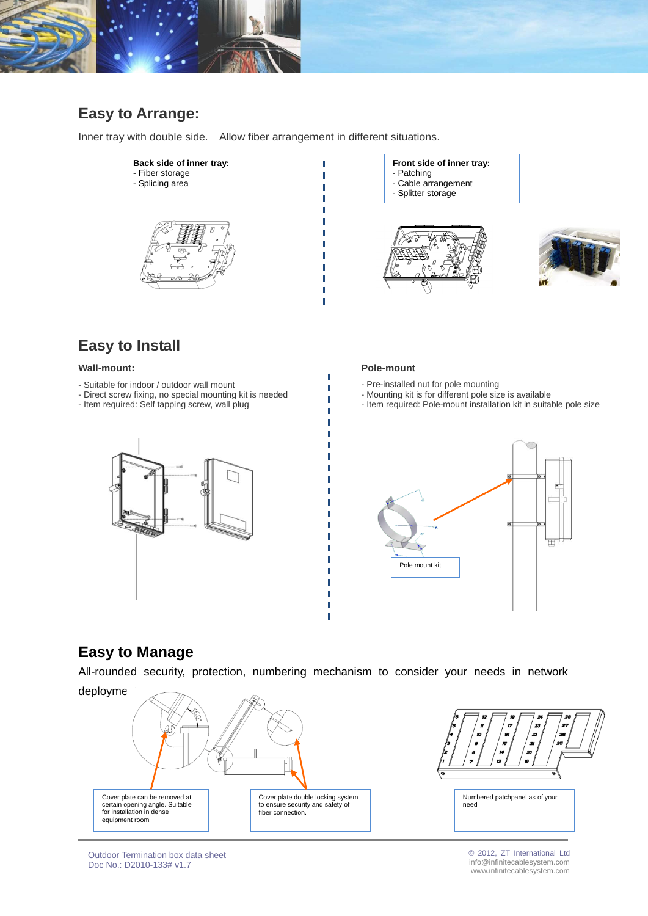## Easy to Arrange:

Inner tray with double side. Allow fiber arrangement in different situations.

**Back side of inner tray:**
- Fiber storage
- Splicing area

**Front side of inner tray:**
- Patching
- Cable arrangement
- Splitter storage

## Easy to Install

### Wall-mount:

- Suitable for indoor / outdoor wall mount
- Direct screw fixing, no special mounting kit is needed
- Item required: Self tapping screw, wall plug

### Pole-mount

- Pre-installed nut for pole mounting
- Mounting kit is for different pole size is available
- Item required: Pole-mount installation kit in suitable pole size

Pole mount kit

## Easy to Manage

All-rounded security, protection, numbering mechanism to consider your needs in network deployme

Cover plate can be removed at certain opening angle. Suitable for installation in dense equipment room.

Cover plate double locking system to ensure security and safety of fiber connection.

Numbered patchpanel as of your need

Outdoor Termination box data sheet
Doc No.: D2010-133# v1.7

© 2012, ZT International Ltd
info@infinitecablesystem.com
www.infinitecablesystem.com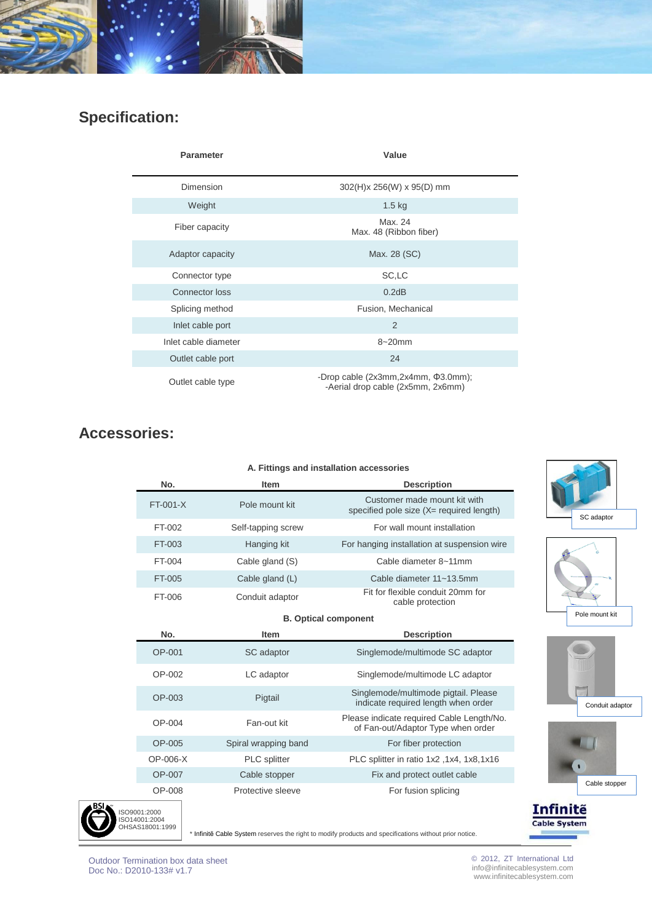## Specification:

| Parameter | Value |
|---|---|
| Dimension | 302(H)x 256(W) x 95(D) mm |
| Weight | 1.5 kg |
| Fiber capacity | Max. 24<br>Max. 48 (Ribbon fiber) |
| Adaptor capacity | Max. 28 (SC) |
| Connector type | SC,LC |
| Connector loss | 0.2dB |
| Splicing method | Fusion, Mechanical |
| Inlet cable port | 2 |
| Inlet cable diameter | 8~20mm |
| Outlet cable port | 24 |
| Outlet cable type | -Drop cable (2x3mm,2x4mm, Φ3.0mm);<br>-Aerial drop cable (2x5mm, 2x6mm) |

## Accessories:

**A. Fittings and installation accessories**

| No. | Item | Description |
|---|---|---|
| FT-001-X | Pole mount kit | Customer made mount kit with specified pole size (X= required length) |
| FT-002 | Self-tapping screw | For wall mount installation |
| FT-003 | Hanging kit | For hanging installation at suspension wire |
| FT-004 | Cable gland (S) | Cable diameter 8~11mm |
| FT-005 | Cable gland (L) | Cable diameter 11~13.5mm |
| FT-006 | Conduit adaptor | Fit for flexible conduit 20mm for cable protection |

**B. Optical component**

| No. | Item | Description |
|---|---|---|
| OP-001 | SC adaptor | Singlemode/multimode SC adaptor |
| OP-002 | LC adaptor | Singlemode/multimode LC adaptor |
| OP-003 | Pigtail | Singlemode/multimode pigtail. Please indicate required length when order |
| OP-004 | Fan-out kit | Please indicate required Cable Length/No. of Fan-out/Adaptor Type when order |
| OP-005 | Spiral wrapping band | For fiber protection |
| OP-006-X | PLC splitter | PLC splitter in ratio 1x2 ,1x4, 1x8,1x16 |
| OP-007 | Cable stopper | Fix and protect outlet cable |
| OP-008 | Protective sleeve | For fusion splicing |

SC adaptor

Pole mount kit

Conduit adaptor

Cable stopper

ISO9001:2000
ISO14001:2004
OHSAS18001:1999

\* Infinitē Cable System reserves the right to modify products and specifications without prior notice.

Outdoor Termination box data sheet
Doc No.: D2010-133# v1.7

© 2012, ZT International Ltd
info@infinitecablesystem.com
www.infinitecablesystem.com